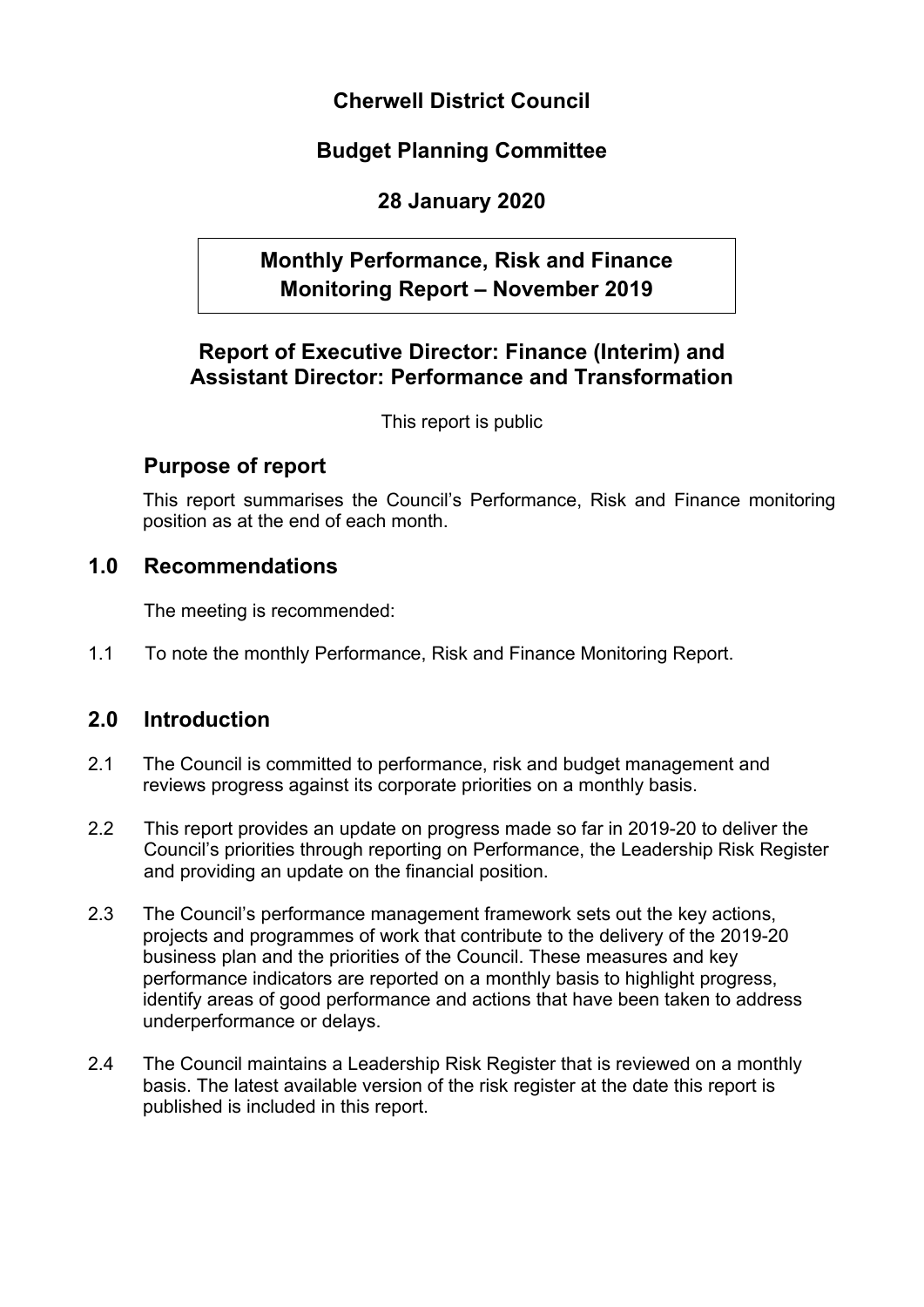# Cherwell District Council

## Budget Planning Committee

## 28 January 2020

## Monthly Performance, Risk and Finance Monitoring Report – November 2019

## Report of Executive Director: Finance (Interim) and Assistant Director: Performance and Transformation

This report is public

### Purpose of report

This report summarises the Council's Performance, Risk and Finance monitoring position as at the end of each month.

## 1.0 Recommendations

The meeting is recommended:

1.1 To note the monthly Performance, Risk and Finance Monitoring Report.

## 2.0 Introduction

2.1 The Council is committed to performance, risk and budget management and reviews progress against its corporate priorities on a monthly basis.

2.2 This report provides an update on progress made so far in 2019-20 to deliver the Council's priorities through reporting on Performance, the Leadership Risk Register and providing an update on the financial position.

2.3 The Council's performance management framework sets out the key actions, projects and programmes of work that contribute to the delivery of the 2019-20 business plan and the priorities of the Council. These measures and key performance indicators are reported on a monthly basis to highlight progress, identify areas of good performance and actions that have been taken to address underperformance or delays.

2.4 The Council maintains a Leadership Risk Register that is reviewed on a monthly basis. The latest available version of the risk register at the date this report is published is included in this report.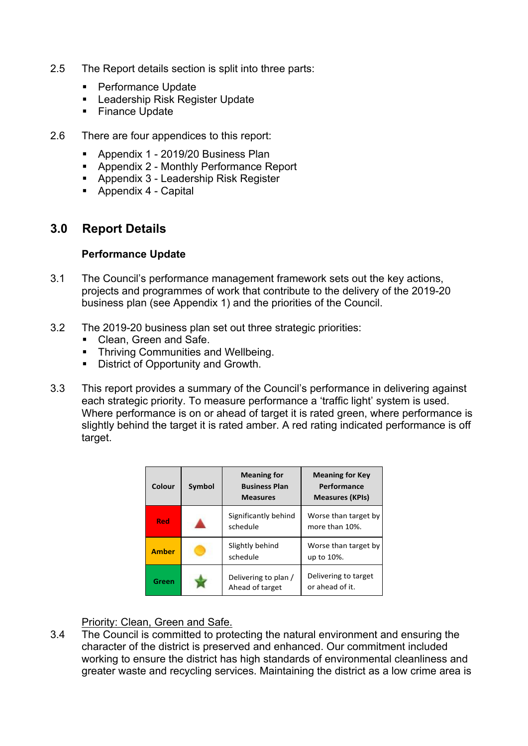2.5 The Report details section is split into three parts:

- Performance Update
- Leadership Risk Register Update
- Finance Update

2.6 There are four appendices to this report:

- Appendix 1 - 2019/20 Business Plan
- Appendix 2 - Monthly Performance Report
- Appendix 3 - Leadership Risk Register
- Appendix 4 - Capital

## 3.0 Report Details

### Performance Update

3.1 The Council's performance management framework sets out the key actions, projects and programmes of work that contribute to the delivery of the 2019-20 business plan (see Appendix 1) and the priorities of the Council.

3.2 The 2019-20 business plan set out three strategic priorities:

- Clean, Green and Safe.
- Thriving Communities and Wellbeing.
- District of Opportunity and Growth.

3.3 This report provides a summary of the Council's performance in delivering against each strategic priority. To measure performance a 'traffic light' system is used. Where performance is on or ahead of target it is rated green, where performance is slightly behind the target it is rated amber. A red rating indicated performance is off target.

| Colour | Symbol | Meaning for Business Plan Measures | Meaning for Key Performance Measures (KPIs) |
|---|---|---|---|
| Red | ▲ | Significantly behind schedule | Worse than target by more than 10%. |
| Amber | ● | Slightly behind schedule | Worse than target by up to 10%. |
| Green | ★ | Delivering to plan / Ahead of target | Delivering to target or ahead of it. |

Priority: Clean, Green and Safe.

3.4 The Council is committed to protecting the natural environment and ensuring the character of the district is preserved and enhanced. Our commitment included working to ensure the district has high standards of environmental cleanliness and greater waste and recycling services. Maintaining the district as a low crime area is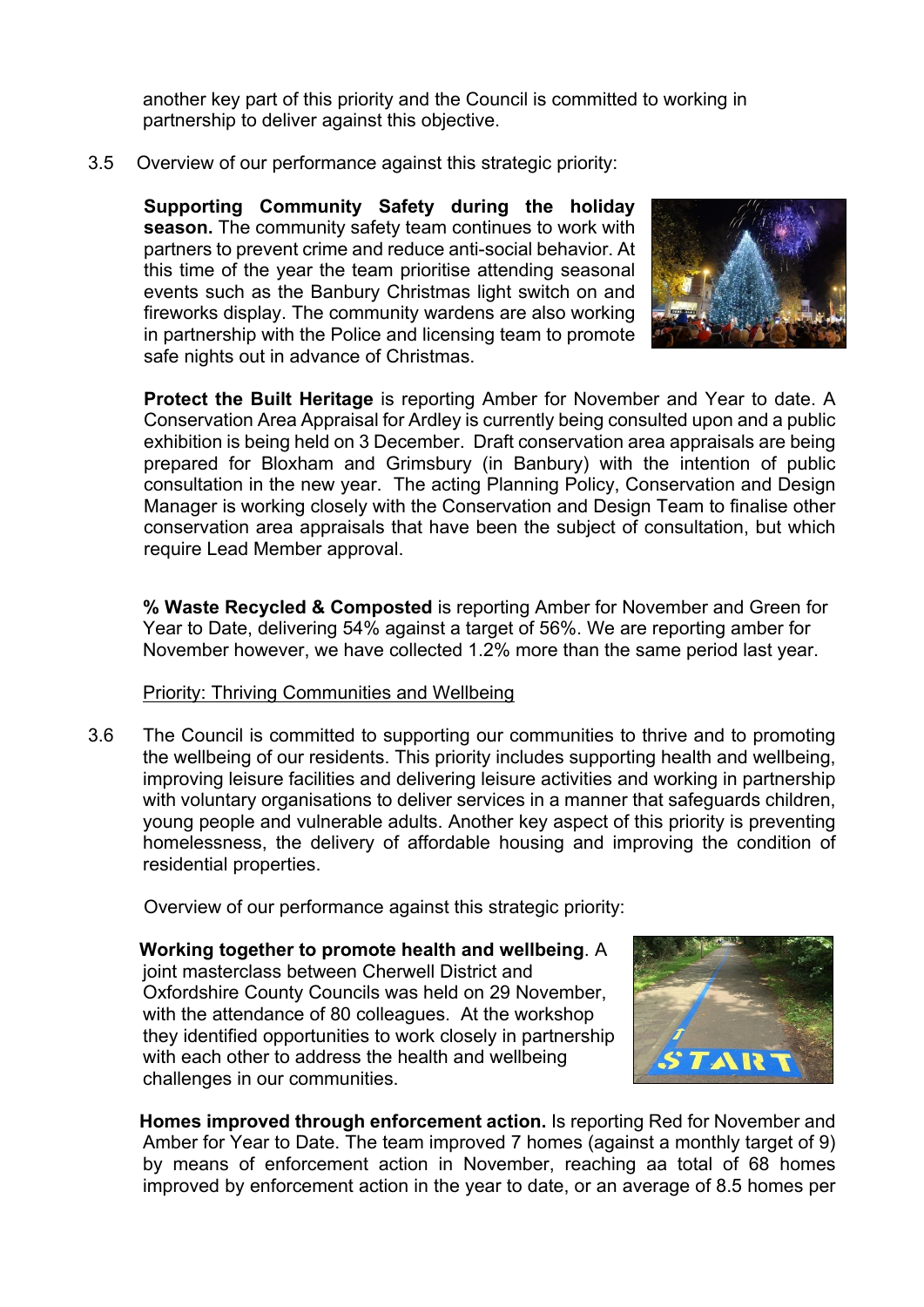another key part of this priority and the Council is committed to working in partnership to deliver against this objective.

3.5 Overview of our performance against this strategic priority:

**Supporting Community Safety during the holiday season.** The community safety team continues to work with partners to prevent crime and reduce anti-social behavior. At this time of the year the team prioritise attending seasonal events such as the Banbury Christmas light switch on and fireworks display. The community wardens are also working in partnership with the Police and licensing team to promote safe nights out in advance of Christmas.

**Protect the Built Heritage** is reporting Amber for November and Year to date. A Conservation Area Appraisal for Ardley is currently being consulted upon and a public exhibition is being held on 3 December. Draft conservation area appraisals are being prepared for Bloxham and Grimsbury (in Banbury) with the intention of public consultation in the new year. The acting Planning Policy, Conservation and Design Manager is working closely with the Conservation and Design Team to finalise other conservation area appraisals that have been the subject of consultation, but which require Lead Member approval.

**% Waste Recycled & Composted** is reporting Amber for November and Green for Year to Date, delivering 54% against a target of 56%. We are reporting amber for November however, we have collected 1.2% more than the same period last year.

Priority: Thriving Communities and Wellbeing

3.6 The Council is committed to supporting our communities to thrive and to promoting the wellbeing of our residents. This priority includes supporting health and wellbeing, improving leisure facilities and delivering leisure activities and working in partnership with voluntary organisations to deliver services in a manner that safeguards children, young people and vulnerable adults. Another key aspect of this priority is preventing homelessness, the delivery of affordable housing and improving the condition of residential properties.

Overview of our performance against this strategic priority:

**Working together to promote health and wellbeing**. A joint masterclass between Cherwell District and Oxfordshire County Councils was held on 29 November, with the attendance of 80 colleagues. At the workshop they identified opportunities to work closely in partnership with each other to address the health and wellbeing challenges in our communities.

**Homes improved through enforcement action.** Is reporting Red for November and Amber for Year to Date. The team improved 7 homes (against a monthly target of 9) by means of enforcement action in November, reaching aa total of 68 homes improved by enforcement action in the year to date, or an average of 8.5 homes per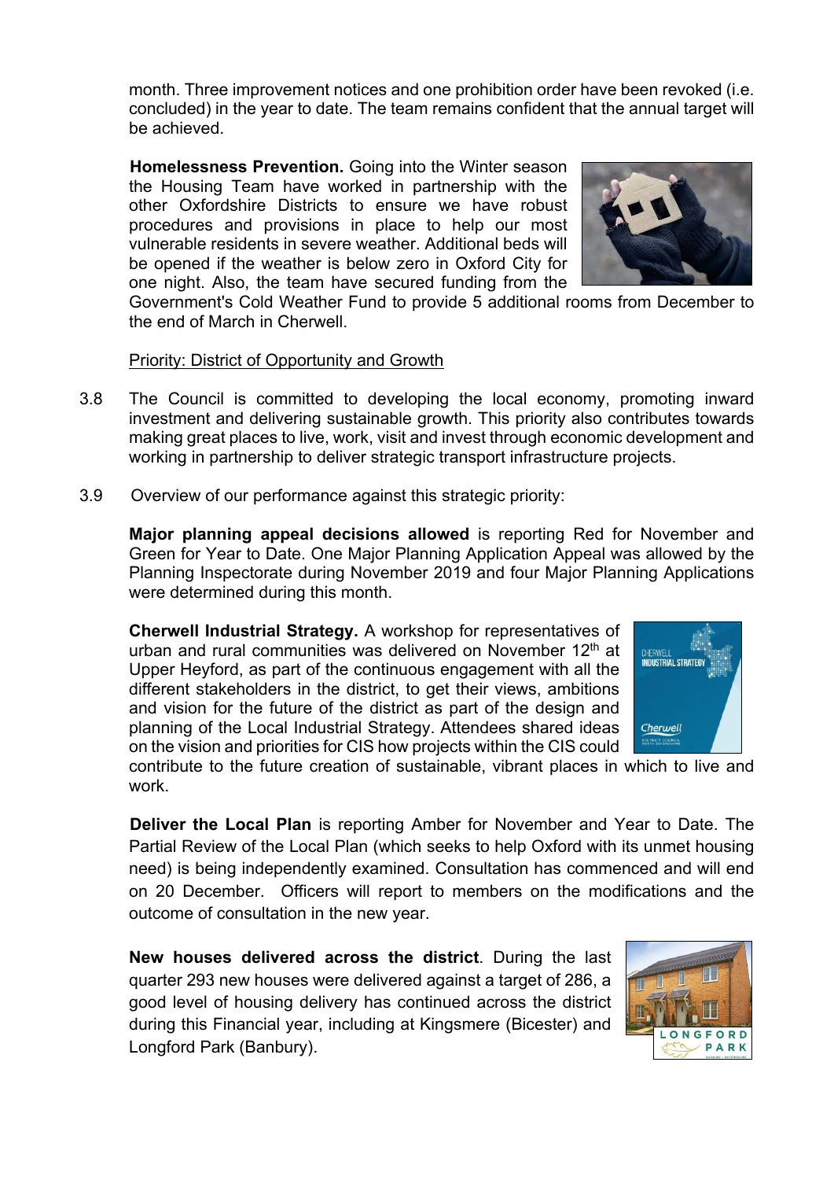month. Three improvement notices and one prohibition order have been revoked (i.e. concluded) in the year to date. The team remains confident that the annual target will be achieved.

**Homelessness Prevention.** Going into the Winter season the Housing Team have worked in partnership with the other Oxfordshire Districts to ensure we have robust procedures and provisions in place to help our most vulnerable residents in severe weather. Additional beds will be opened if the weather is below zero in Oxford City for one night. Also, the team have secured funding from the Government's Cold Weather Fund to provide 5 additional rooms from December to the end of March in Cherwell.

<u>Priority: District of Opportunity and Growth</u>

3.8 The Council is committed to developing the local economy, promoting inward investment and delivering sustainable growth. This priority also contributes towards making great places to live, work, visit and invest through economic development and working in partnership to deliver strategic transport infrastructure projects.

3.9 Overview of our performance against this strategic priority:

**Major planning appeal decisions allowed** is reporting Red for November and Green for Year to Date. One Major Planning Application Appeal was allowed by the Planning Inspectorate during November 2019 and four Major Planning Applications were determined during this month.

**Cherwell Industrial Strategy.** A workshop for representatives of urban and rural communities was delivered on November 12th at Upper Heyford, as part of the continuous engagement with all the different stakeholders in the district, to get their views, ambitions and vision for the future of the district as part of the design and planning of the Local Industrial Strategy. Attendees shared ideas on the vision and priorities for CIS how projects within the CIS could contribute to the future creation of sustainable, vibrant places in which to live and work.

**Deliver the Local Plan** is reporting Amber for November and Year to Date. The Partial Review of the Local Plan (which seeks to help Oxford with its unmet housing need) is being independently examined. Consultation has commenced and will end on 20 December. Officers will report to members on the modifications and the outcome of consultation in the new year.

**New houses delivered across the district**. During the last quarter 293 new houses were delivered against a target of 286, a good level of housing delivery has continued across the district during this Financial year, including at Kingsmere (Bicester) and Longford Park (Banbury).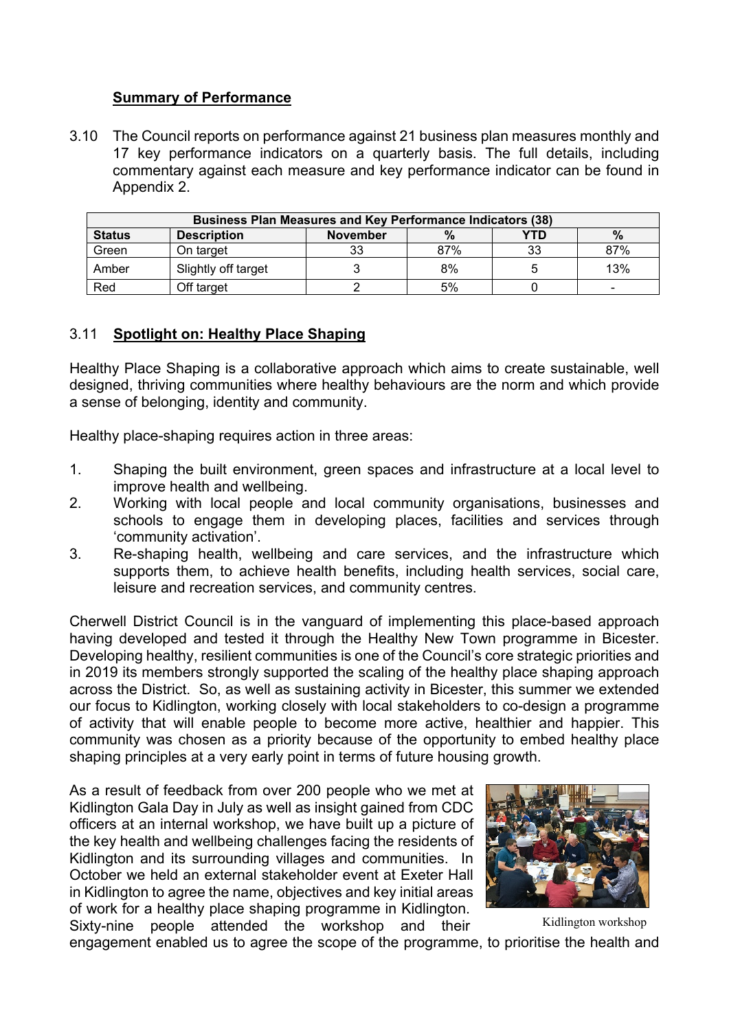## Summary of Performance

3.10 The Council reports on performance against 21 business plan measures monthly and 17 key performance indicators on a quarterly basis. The full details, including commentary against each measure and key performance indicator can be found in Appendix 2.

| Business Plan Measures and Key Performance Indicators (38) | | | | | |
|---|---|---|---|---|---|
| **Status** | **Description** | **November** | **%** | **YTD** | **%** |
| Green | On target | 33 | 87% | 33 | 87% |
| Amber | Slightly off target | 3 | 8% | 5 | 13% |
| Red | Off target | 2 | 5% | 0 | - |

## 3.11 Spotlight on: Healthy Place Shaping

Healthy Place Shaping is a collaborative approach which aims to create sustainable, well designed, thriving communities where healthy behaviours are the norm and which provide a sense of belonging, identity and community.

Healthy place-shaping requires action in three areas:

1. Shaping the built environment, green spaces and infrastructure at a local level to improve health and wellbeing.
2. Working with local people and local community organisations, businesses and schools to engage them in developing places, facilities and services through 'community activation'.
3. Re-shaping health, wellbeing and care services, and the infrastructure which supports them, to achieve health benefits, including health services, social care, leisure and recreation services, and community centres.

Cherwell District Council is in the vanguard of implementing this place-based approach having developed and tested it through the Healthy New Town programme in Bicester. Developing healthy, resilient communities is one of the Council's core strategic priorities and in 2019 its members strongly supported the scaling of the healthy place shaping approach across the District. So, as well as sustaining activity in Bicester, this summer we extended our focus to Kidlington, working closely with local stakeholders to co-design a programme of activity that will enable people to become more active, healthier and happier. This community was chosen as a priority because of the opportunity to embed healthy place shaping principles at a very early point in terms of future housing growth.

As a result of feedback from over 200 people who we met at Kidlington Gala Day in July as well as insight gained from CDC officers at an internal workshop, we have built up a picture of the key health and wellbeing challenges facing the residents of Kidlington and its surrounding villages and communities. In October we held an external stakeholder event at Exeter Hall in Kidlington to agree the name, objectives and key initial areas of work for a healthy place shaping programme in Kidlington. Sixty-nine people attended the workshop and their engagement enabled us to agree the scope of the programme, to prioritise the health and

Kidlington workshop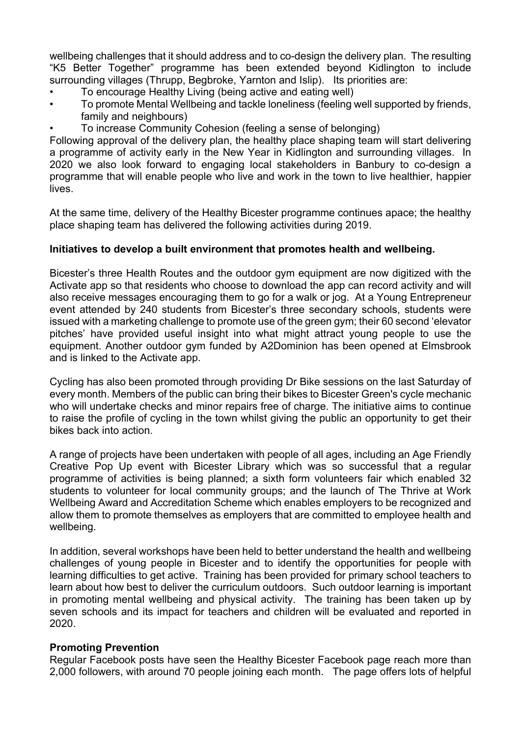wellbeing challenges that it should address and to co-design the delivery plan. The resulting "K5 Better Together" programme has been extended beyond Kidlington to include surrounding villages (Thrupp, Begbroke, Yarnton and Islip). Its priorities are:

- To encourage Healthy Living (being active and eating well)
- To promote Mental Wellbeing and tackle loneliness (feeling well supported by friends, family and neighbours)
- To increase Community Cohesion (feeling a sense of belonging)

Following approval of the delivery plan, the healthy place shaping team will start delivering a programme of activity early in the New Year in Kidlington and surrounding villages. In 2020 we also look forward to engaging local stakeholders in Banbury to co-design a programme that will enable people who live and work in the town to live healthier, happier lives.

At the same time, delivery of the Healthy Bicester programme continues apace; the healthy place shaping team has delivered the following activities during 2019.

**Initiatives to develop a built environment that promotes health and wellbeing.**

Bicester's three Health Routes and the outdoor gym equipment are now digitized with the Activate app so that residents who choose to download the app can record activity and will also receive messages encouraging them to go for a walk or jog. At a Young Entrepreneur event attended by 240 students from Bicester's three secondary schools, students were issued with a marketing challenge to promote use of the green gym; their 60 second 'elevator pitches' have provided useful insight into what might attract young people to use the equipment. Another outdoor gym funded by A2Dominion has been opened at Elmsbrook and is linked to the Activate app.

Cycling has also been promoted through providing Dr Bike sessions on the last Saturday of every month. Members of the public can bring their bikes to Bicester Green's cycle mechanic who will undertake checks and minor repairs free of charge. The initiative aims to continue to raise the profile of cycling in the town whilst giving the public an opportunity to get their bikes back into action.

A range of projects have been undertaken with people of all ages, including an Age Friendly Creative Pop Up event with Bicester Library which was so successful that a regular programme of activities is being planned; a sixth form volunteers fair which enabled 32 students to volunteer for local community groups; and the launch of The Thrive at Work Wellbeing Award and Accreditation Scheme which enables employers to be recognized and allow them to promote themselves as employers that are committed to employee health and wellbeing.

In addition, several workshops have been held to better understand the health and wellbeing challenges of young people in Bicester and to identify the opportunities for people with learning difficulties to get active. Training has been provided for primary school teachers to learn about how best to deliver the curriculum outdoors. Such outdoor learning is important in promoting mental wellbeing and physical activity. The training has been taken up by seven schools and its impact for teachers and children will be evaluated and reported in 2020.

**Promoting Prevention**

Regular Facebook posts have seen the Healthy Bicester Facebook page reach more than 2,000 followers, with around 70 people joining each month. The page offers lots of helpful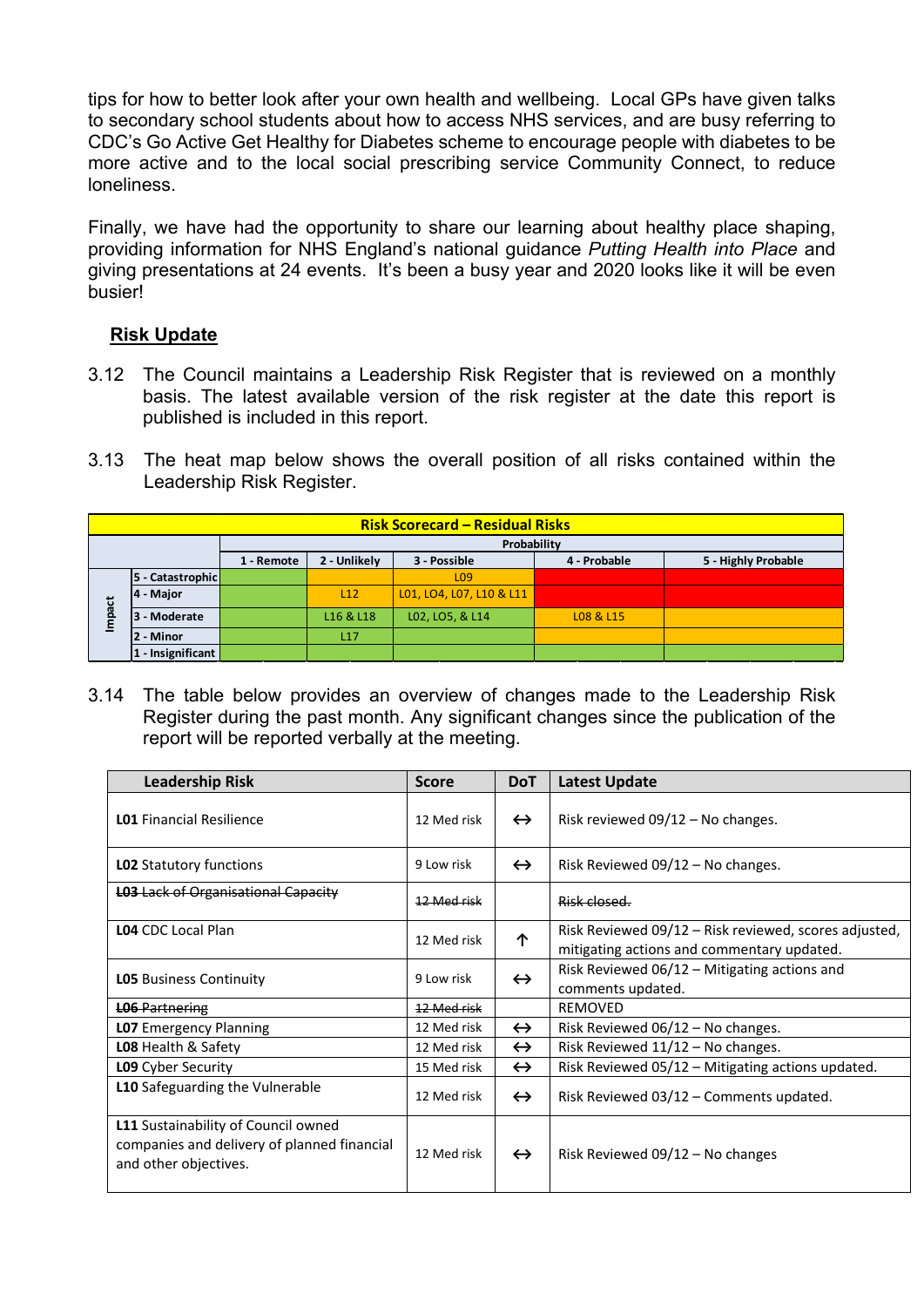tips for how to better look after your own health and wellbeing. Local GPs have given talks to secondary school students about how to access NHS services, and are busy referring to CDC's Go Active Get Healthy for Diabetes scheme to encourage people with diabetes to be more active and to the local social prescribing service Community Connect, to reduce loneliness.

Finally, we have had the opportunity to share our learning about healthy place shaping, providing information for NHS England's national guidance *Putting Health into Place* and giving presentations at 24 events. It's been a busy year and 2020 looks like it will be even busier!

## Risk Update

3.12 The Council maintains a Leadership Risk Register that is reviewed on a monthly basis. The latest available version of the risk register at the date this report is published is included in this report.

3.13 The heat map below shows the overall position of all risks contained within the Leadership Risk Register.

| Risk Scorecard – Residual Risks | | | | | | |
|---|---|---|---|---|---|---|
| | | Probability | | | | |
| | | 1 - Remote | 2 - Unlikely | 3 - Possible | 4 - Probable | 5 - Highly Probable |
| Impact | 5 - Catastrophic | | | L09 | | |
| | 4 - Major | | L12 | L01, L04, L07, L10 & L11 | | |
| | 3 - Moderate | | L16 & L18 | L02, L05, & L14 | L08 & L15 | |
| | 2 - Minor | | L17 | | | |
| | 1 - Insignificant | | | | | |

3.14 The table below provides an overview of changes made to the Leadership Risk Register during the past month. Any significant changes since the publication of the report will be reported verbally at the meeting.

| Leadership Risk | Score | DoT | Latest Update |
|---|---|---|---|
| **L01** Financial Resilience | 12 Med risk | ↔ | Risk reviewed 09/12 – No changes. |
| **L02** Statutory functions | 9 Low risk | ↔ | Risk Reviewed 09/12 – No changes. |
| ~~**L03** Lack of Organisational Capacity~~ | ~~12 Med risk~~ | | ~~Risk closed.~~ |
| **L04** CDC Local Plan | 12 Med risk | ↑ | Risk Reviewed 09/12 – Risk reviewed, scores adjusted, mitigating actions and commentary updated. |
| **L05** Business Continuity | 9 Low risk | ↔ | Risk Reviewed 06/12 – Mitigating actions and comments updated. |
| ~~**L06** Partnering~~ | ~~12 Med risk~~ | | REMOVED |
| **L07** Emergency Planning | 12 Med risk | ↔ | Risk Reviewed 06/12 – No changes. |
| **L08** Health & Safety | 12 Med risk | ↔ | Risk Reviewed 11/12 – No changes. |
| **L09** Cyber Security | 15 Med risk | ↔ | Risk Reviewed 05/12 – Mitigating actions updated. |
| **L10** Safeguarding the Vulnerable | 12 Med risk | ↔ | Risk Reviewed 03/12 – Comments updated. |
| **L11** Sustainability of Council owned companies and delivery of planned financial and other objectives. | 12 Med risk | ↔ | Risk Reviewed 09/12 – No changes |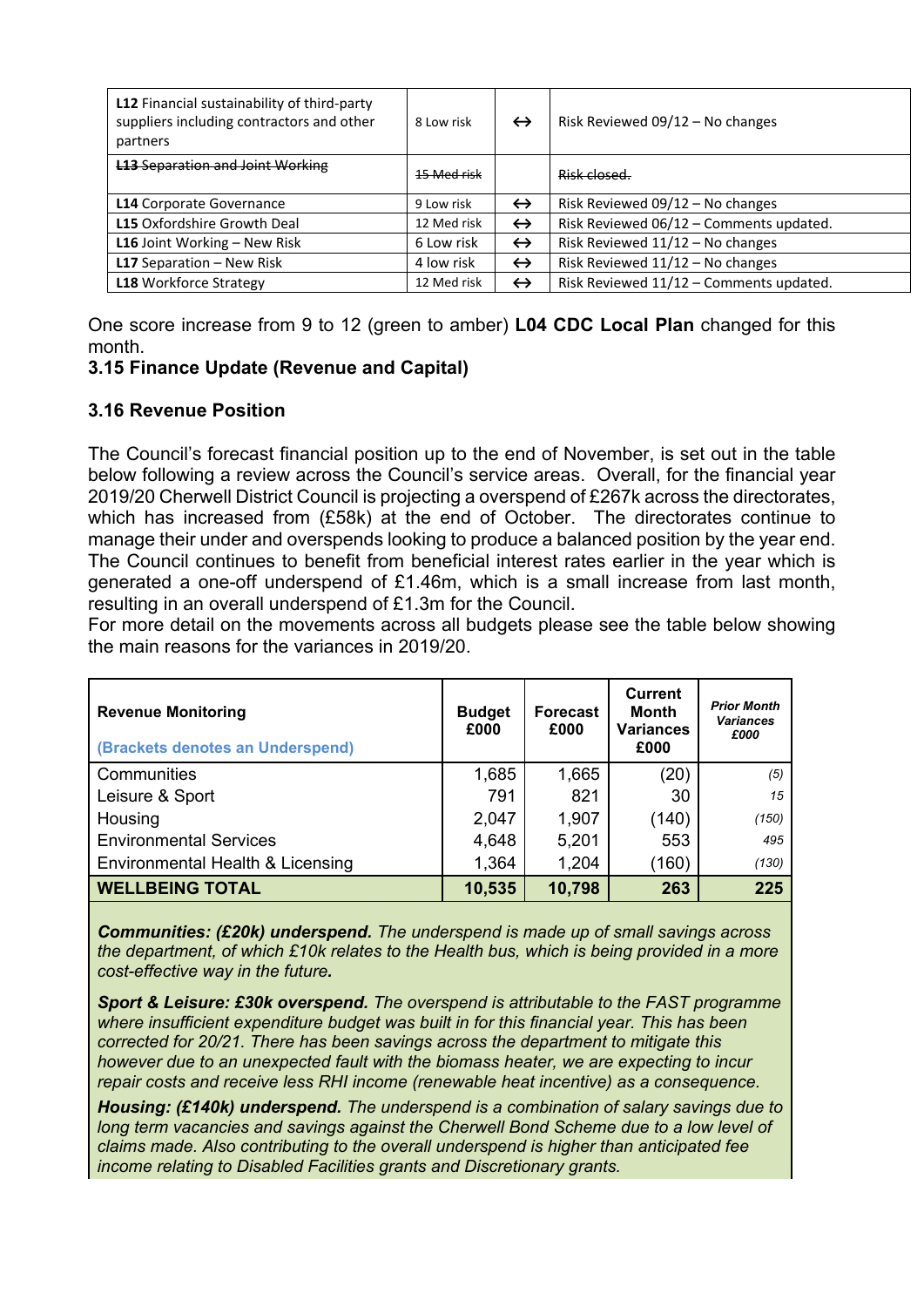| | | | |
|---|---|---|---|
| **L12** Financial sustainability of third-party suppliers including contractors and other partners | 8 Low risk | ↔ | Risk Reviewed 09/12 – No changes |
| ~~**L13** Separation and Joint Working~~ | ~~15 Med risk~~ | | ~~Risk closed.~~ |
| **L14** Corporate Governance | 9 Low risk | ↔ | Risk Reviewed 09/12 – No changes |
| **L15** Oxfordshire Growth Deal | 12 Med risk | ↔ | Risk Reviewed 06/12 – Comments updated. |
| **L16** Joint Working – New Risk | 6 Low risk | ↔ | Risk Reviewed 11/12 – No changes |
| **L17** Separation – New Risk | 4 low risk | ↔ | Risk Reviewed 11/12 – No changes |
| **L18** Workforce Strategy | 12 Med risk | ↔ | Risk Reviewed 11/12 – Comments updated. |

One score increase from 9 to 12 (green to amber) **L04 CDC Local Plan** changed for this month.

### 3.15 Finance Update (Revenue and Capital)

### 3.16 Revenue Position

The Council's forecast financial position up to the end of November, is set out in the table below following a review across the Council's service areas. Overall, for the financial year 2019/20 Cherwell District Council is projecting a overspend of £267k across the directorates, which has increased from (£58k) at the end of October. The directorates continue to manage their under and overspends looking to produce a balanced position by the year end. The Council continues to benefit from beneficial interest rates earlier in the year which is generated a one-off underspend of £1.46m, which is a small increase from last month, resulting in an overall underspend of £1.3m for the Council.

For more detail on the movements across all budgets please see the table below showing the main reasons for the variances in 2019/20.

| **Revenue Monitoring** (Brackets denotes an Underspend) | **Budget £000** | **Forecast £000** | **Current Month Variances £000** | ***Prior Month Variances £000*** |
|---|---|---|---|---|
| Communities | 1,685 | 1,665 | (20) | *(5)* |
| Leisure & Sport | 791 | 821 | 30 | *15* |
| Housing | 2,047 | 1,907 | (140) | *(150)* |
| Environmental Services | 4,648 | 5,201 | 553 | *495* |
| Environmental Health & Licensing | 1,364 | 1,204 | (160) | *(130)* |
| **WELLBEING TOTAL** | **10,535** | **10,798** | **263** | **225** |

***Communities: (£20k) underspend.*** *The underspend is made up of small savings across the department, of which £10k relates to the Health bus, which is being provided in a more cost-effective way in the future.*

***Sport & Leisure: £30k overspend.*** *The overspend is attributable to the FAST programme where insufficient expenditure budget was built in for this financial year. This has been corrected for 20/21. There has been savings across the department to mitigate this however due to an unexpected fault with the biomass heater, we are expecting to incur repair costs and receive less RHI income (renewable heat incentive) as a consequence.*

***Housing: (£140k) underspend.*** *The underspend is a combination of salary savings due to long term vacancies and savings against the Cherwell Bond Scheme due to a low level of claims made. Also contributing to the overall underspend is higher than anticipated fee income relating to Disabled Facilities grants and Discretionary grants.*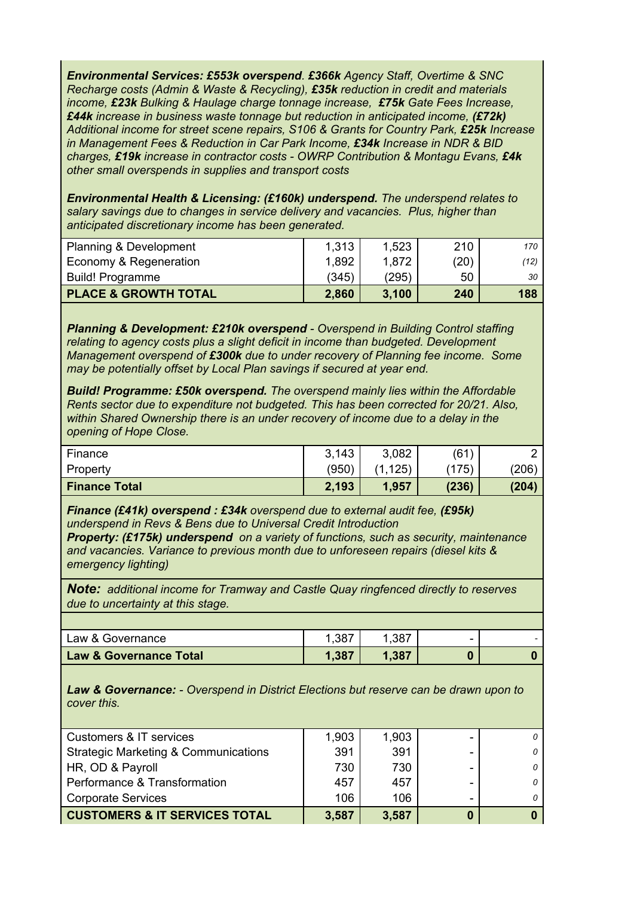***Environmental Services: £553k overspend**. **£366k** Agency Staff, Overtime & SNC Recharge costs (Admin & Waste & Recycling), **£35k** reduction in credit and materials income, **£23k** Bulking & Haulage charge tonnage increase, **£75k** Gate Fees Increase, **£44k** increase in business waste tonnage but reduction in anticipated income, **(£72k)** Additional income for street scene repairs, S106 & Grants for Country Park, **£25k** Increase in Management Fees & Reduction in Car Park Income, **£34k** Increase in NDR & BID charges, **£19k** increase in contractor costs - OWRP Contribution & Montagu Evans, **£4k** other small overspends in supplies and transport costs*

***Environmental Health & Licensing: (£160k) underspend.** The underspend relates to salary savings due to changes in service delivery and vacancies. Plus, higher than anticipated discretionary income has been generated.*

| | | | | |
|---|---|---|---|---|
| Planning & Development | 1,313 | 1,523 | 210 | *170* |
| Economy & Regeneration | 1,892 | 1,872 | (20) | *(12)* |
| Build! Programme | (345) | (295) | 50 | *30* |
| **PLACE & GROWTH TOTAL** | **2,860** | **3,100** | **240** | **188** |

***Planning & Development: £210k overspend** - Overspend in Building Control staffing relating to agency costs plus a slight deficit in income than budgeted. Development Management overspend of **£300k** due to under recovery of Planning fee income. Some may be potentially offset by Local Plan savings if secured at year end.*

***Build! Programme: £50k overspend.** The overspend mainly lies within the Affordable Rents sector due to expenditure not budgeted. This has been corrected for 20/21. Also, within Shared Ownership there is an under recovery of income due to a delay in the opening of Hope Close.*

| | | | | |
|---|---|---|---|---|
| Finance | 3,143 | 3,082 | (61) | 2 |
| Property | (950) | (1,125) | (175) | (206) |
| **Finance Total** | **2,193** | **1,957** | **(236)** | **(204)** |

***Finance (£41k) overspend : £34k** overspend due to external audit fee, **(£95k)** underspend in Revs & Bens due to Universal Credit Introduction*
***Property: (£175k) underspend** on a variety of functions, such as security, maintenance and vacancies. Variance to previous month due to unforeseen repairs (diesel kits & emergency lighting)*

***Note:** additional income for Tramway and Castle Quay ringfenced directly to reserves due to uncertainty at this stage.*

| | | | | |
|---|---|---|---|---|
| Law & Governance | 1,387 | 1,387 | - | - |
| **Law & Governance Total** | **1,387** | **1,387** | **0** | **0** |

***Law & Governance:** - Overspend in District Elections but reserve can be drawn upon to cover this.*

| | | | | |
|---|---|---|---|---|
| Customers & IT services | 1,903 | 1,903 | - | *0* |
| Strategic Marketing & Communications | 391 | 391 | - | *0* |
| HR, OD & Payroll | 730 | 730 | - | *0* |
| Performance & Transformation | 457 | 457 | - | *0* |
| Corporate Services | 106 | 106 | - | *0* |
| **CUSTOMERS & IT SERVICES TOTAL** | **3,587** | **3,587** | **0** | **0** |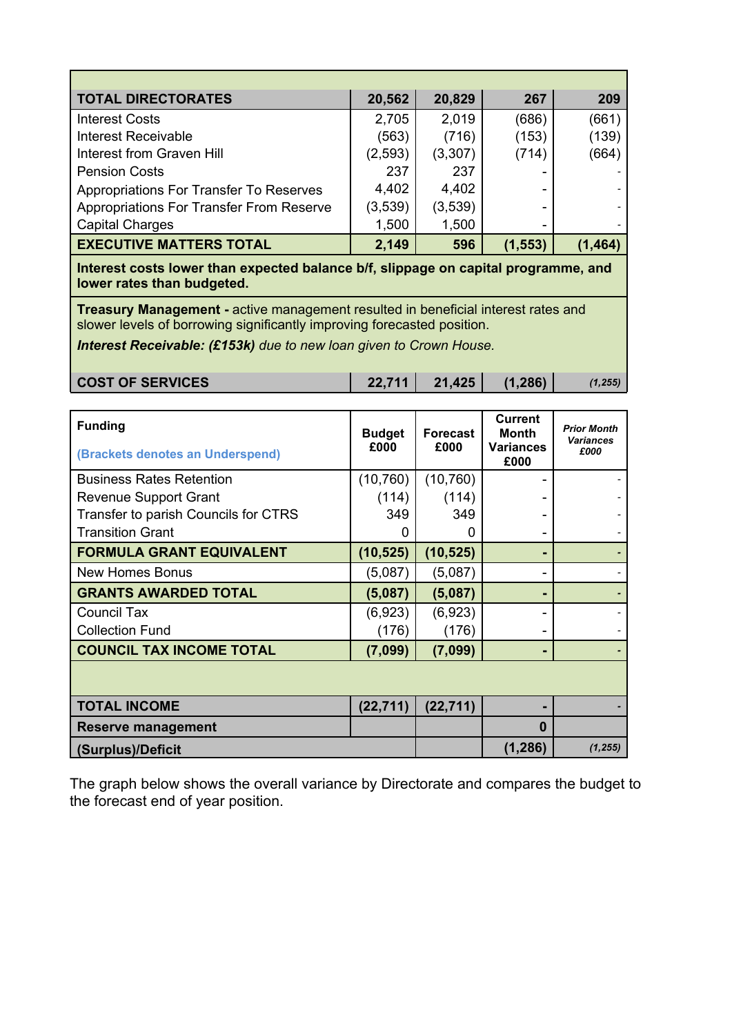| | | | | |
|---|---|---|---|---|
| **TOTAL DIRECTORATES** | **20,562** | **20,829** | **267** | **209** |
| Interest Costs | 2,705 | 2,019 | (686) | (661) |
| Interest Receivable | (563) | (716) | (153) | (139) |
| Interest from Graven Hill | (2,593) | (3,307) | (714) | (664) |
| Pension Costs | 237 | 237 | - | - |
| Appropriations For Transfer To Reserves | 4,402 | 4,402 | - | - |
| Appropriations For Transfer From Reserve | (3,539) | (3,539) | - | - |
| Capital Charges | 1,500 | 1,500 | - | - |
| **EXECUTIVE MATTERS TOTAL** | **2,149** | **596** | **(1,553)** | **(1,464)** |
| **Interest costs lower than expected balance b/f, slippage on capital programme, and lower rates than budgeted.** | | | | |
| **Treasury Management -** active management resulted in beneficial interest rates and slower levels of borrowing significantly improving forecasted position. ***Interest Receivable: (£153k)*** *due to new loan given to Crown House.* | | | | |
| **COST OF SERVICES** | **22,711** | **21,425** | **(1,286)** | ***(1,255)*** |

| **Funding** (Brackets denotes an Underspend) | **Budget £000** | **Forecast £000** | **Current Month Variances £000** | ***Prior Month Variances £000*** |
|---|---|---|---|---|
| Business Rates Retention | (10,760) | (10,760) | - | - |
| Revenue Support Grant | (114) | (114) | - | - |
| Transfer to parish Councils for CTRS | 349 | 349 | - | - |
| Transition Grant | 0 | 0 | - | - |
| **FORMULA GRANT EQUIVALENT** | **(10,525)** | **(10,525)** | **-** | **-** |
| New Homes Bonus | (5,087) | (5,087) | - | - |
| **GRANTS AWARDED TOTAL** | **(5,087)** | **(5,087)** | **-** | **-** |
| Council Tax | (6,923) | (6,923) | - | - |
| Collection Fund | (176) | (176) | - | - |
| **COUNCIL TAX INCOME TOTAL** | **(7,099)** | **(7,099)** | **-** | **-** |
| | | | | |
| **TOTAL INCOME** | **(22,711)** | **(22,711)** | **-** | **-** |
| **Reserve management** | | | **0** | |
| **(Surplus)/Deficit** | | | **(1,286)** | ***(1,255)*** |

The graph below shows the overall variance by Directorate and compares the budget to the forecast end of year position.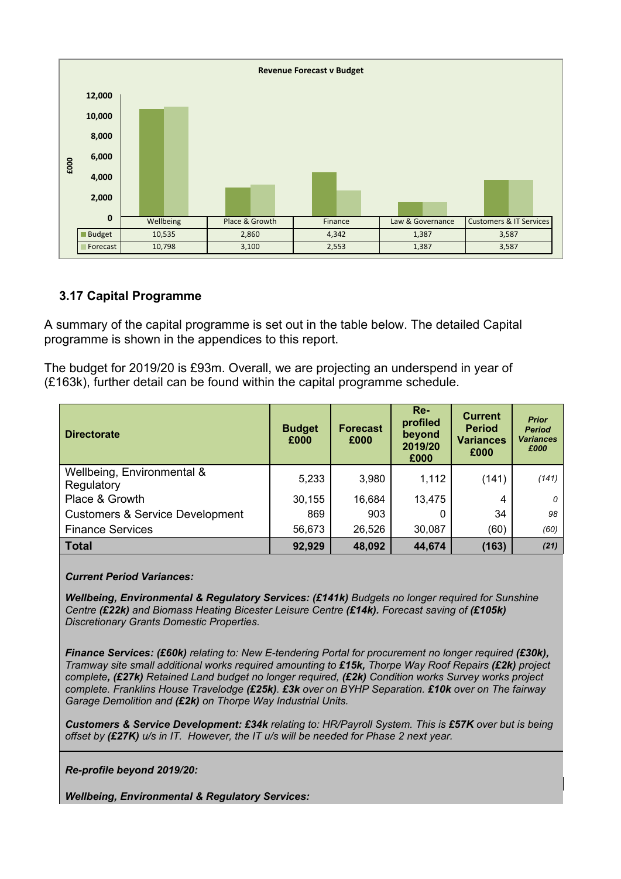**Revenue Forecast v Budget**

| £000 | Wellbeing | Place & Growth | Finance | Law & Governance | Customers & IT Services |
|---|---|---|---|---|---|
| Budget | 10,535 | 2,860 | 4,342 | 1,387 | 3,587 |
| Forecast | 10,798 | 3,100 | 2,553 | 1,387 | 3,587 |

### 3.17 Capital Programme

A summary of the capital programme is set out in the table below. The detailed Capital programme is shown in the appendices to this report.

The budget for 2019/20 is £93m. Overall, we are projecting an underspend in year of (£163k), further detail can be found within the capital programme schedule.

| Directorate | Budget £000 | Forecast £000 | Re-profiled beyond 2019/20 £000 | Current Period Variances £000 | *Prior Period Variances £000* |
|---|---|---|---|---|---|
| Wellbeing, Environmental & Regulatory | 5,233 | 3,980 | 1,112 | (141) | *(141)* |
| Place & Growth | 30,155 | 16,684 | 13,475 | 4 | *0* |
| Customers & Service Development | 869 | 903 | 0 | 34 | *98* |
| Finance Services | 56,673 | 26,526 | 30,087 | (60) | *(60)* |
| **Total** | **92,929** | **48,092** | **44,674** | **(163)** | ***(21)*** |

***Current Period Variances:***

***Wellbeing, Environmental & Regulatory Services: (£141k)*** *Budgets no longer required for Sunshine Centre **(£22k)** and Biomass Heating Bicester Leisure Centre **(£14k).** Forecast saving of **(£105k)** Discretionary Grants Domestic Properties.*

***Finance Services: (£60k)*** *relating to: New E-tendering Portal for procurement no longer required **(£30k),** Tramway site small additional works required amounting to **£15k,** Thorpe Way Roof Repairs **(£2k)** project complete**, (£27k)** Retained Land budget no longer required, **(£2k)** Condition works Survey works project complete. Franklins House Travelodge **(£25k)**. **£3k** over on BYHP Separation. **£10k** over on The fairway Garage Demolition and **(£2k)** on Thorpe Way Industrial Units.*

***Customers & Service Development: £34k*** *relating to: HR/Payroll System. This is **£57K** over but is being offset by **(£27K)** u/s in IT. However, the IT u/s will be needed for Phase 2 next year.*

***Re-profile beyond 2019/20:***

***Wellbeing, Environmental & Regulatory Services:***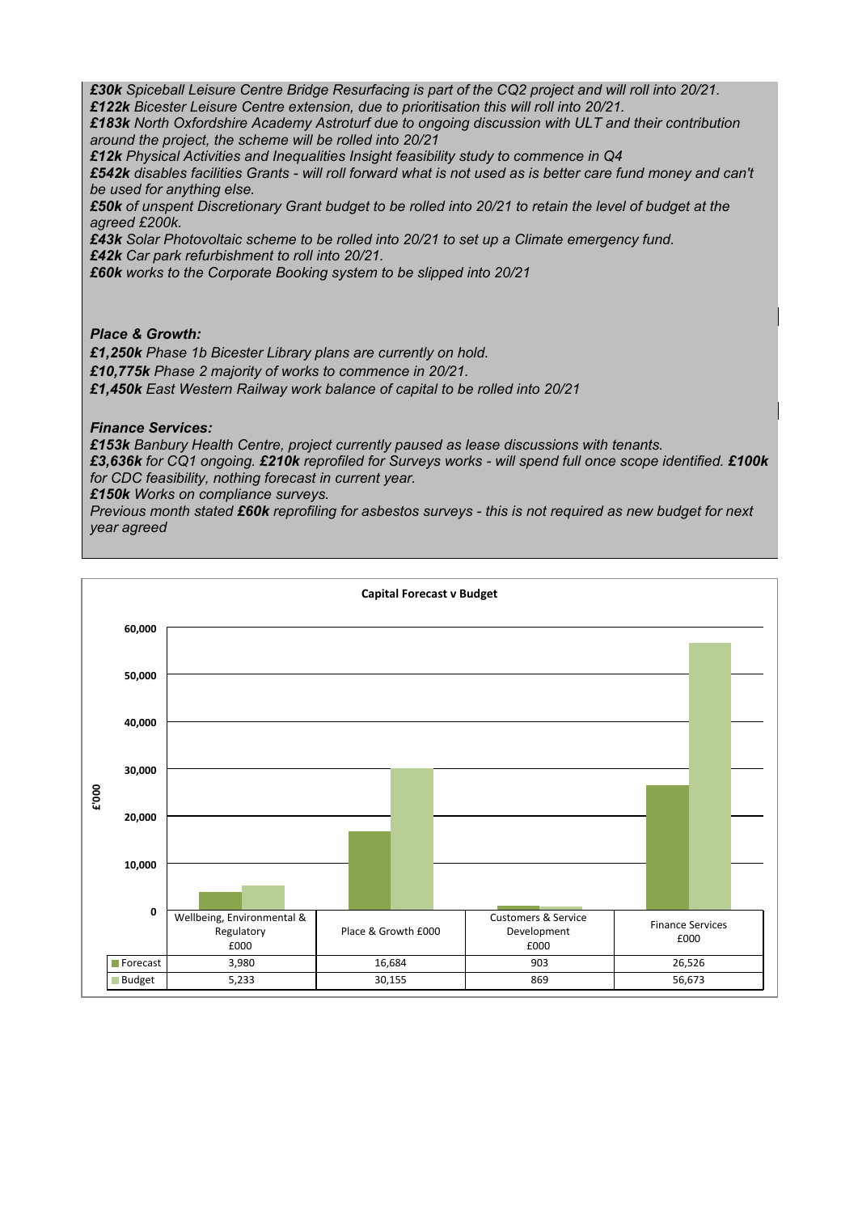***£30k** Spiceball Leisure Centre Bridge Resurfacing is part of the CQ2 project and will roll into 20/21.*
***£122k** Bicester Leisure Centre extension, due to prioritisation this will roll into 20/21.*
***£183k** North Oxfordshire Academy Astroturf due to ongoing discussion with ULT and their contribution around the project, the scheme will be rolled into 20/21*
***£12k** Physical Activities and Inequalities Insight feasibility study to commence in Q4*
***£542k** disables facilities Grants - will roll forward what is not used as is better care fund money and can't be used for anything else.*
***£50k** of unspent Discretionary Grant budget to be rolled into 20/21 to retain the level of budget at the agreed £200k.*
***£43k** Solar Photovoltaic scheme to be rolled into 20/21 to set up a Climate emergency fund.*
***£42k** Car park refurbishment to roll into 20/21.*
***£60k** works to the Corporate Booking system to be slipped into 20/21*

***Place & Growth:***

***£1,250k** Phase 1b Bicester Library plans are currently on hold.*
***£10,775k** Phase 2 majority of works to commence in 20/21.*
***£1,450k** East Western Railway work balance of capital to be rolled into 20/21*

***Finance Services:***

***£153k** Banbury Health Centre, project currently paused as lease discussions with tenants.*
***£3,636k** for CQ1 ongoing. **£210k** reprofiled for Surveys works - will spend full once scope identified. **£100k** for CDC feasibility, nothing forecast in current year.*
***£150k** Works on compliance surveys.*
*Previous month stated **£60k** reprofiling for asbestos surveys - this is not required as new budget for next year agreed*

**Capital Forecast v Budget**

| £'000 | Wellbeing, Environmental & Regulatory £000 | Place & Growth £000 | Customers & Service Development £000 | Finance Services £000 |
|---|---|---|---|---|
| Forecast | 3,980 | 16,684 | 903 | 26,526 |
| Budget | 5,233 | 30,155 | 869 | 56,673 |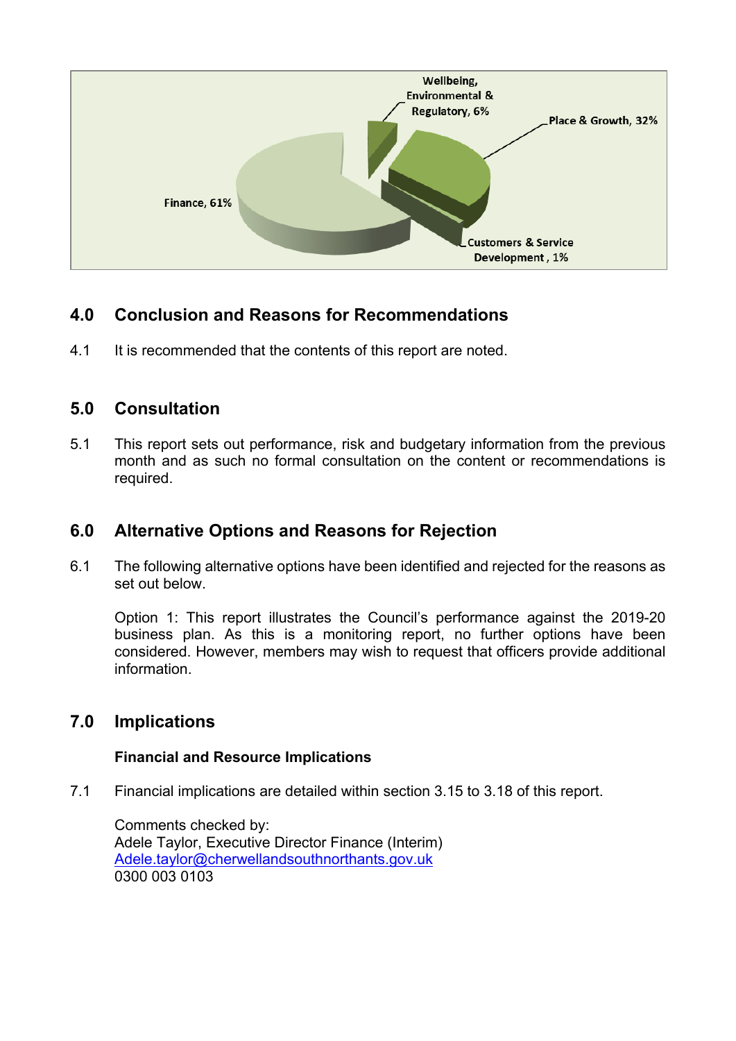Wellbeing, Environmental & Regulatory, 6%

Place & Growth, 32%

Finance, 61%

Customers & Service Development, 1%

## 4.0 Conclusion and Reasons for Recommendations

4.1 It is recommended that the contents of this report are noted.

## 5.0 Consultation

5.1 This report sets out performance, risk and budgetary information from the previous month and as such no formal consultation on the content or recommendations is required.

## 6.0 Alternative Options and Reasons for Rejection

6.1 The following alternative options have been identified and rejected for the reasons as set out below.

Option 1: This report illustrates the Council's performance against the 2019-20 business plan. As this is a monitoring report, no further options have been considered. However, members may wish to request that officers provide additional information.

## 7.0 Implications

**Financial and Resource Implications**

7.1 Financial implications are detailed within section 3.15 to 3.18 of this report.

Comments checked by:
Adele Taylor, Executive Director Finance (Interim)
Adele.taylor@cherwellandsouthnorthants.gov.uk
0300 003 0103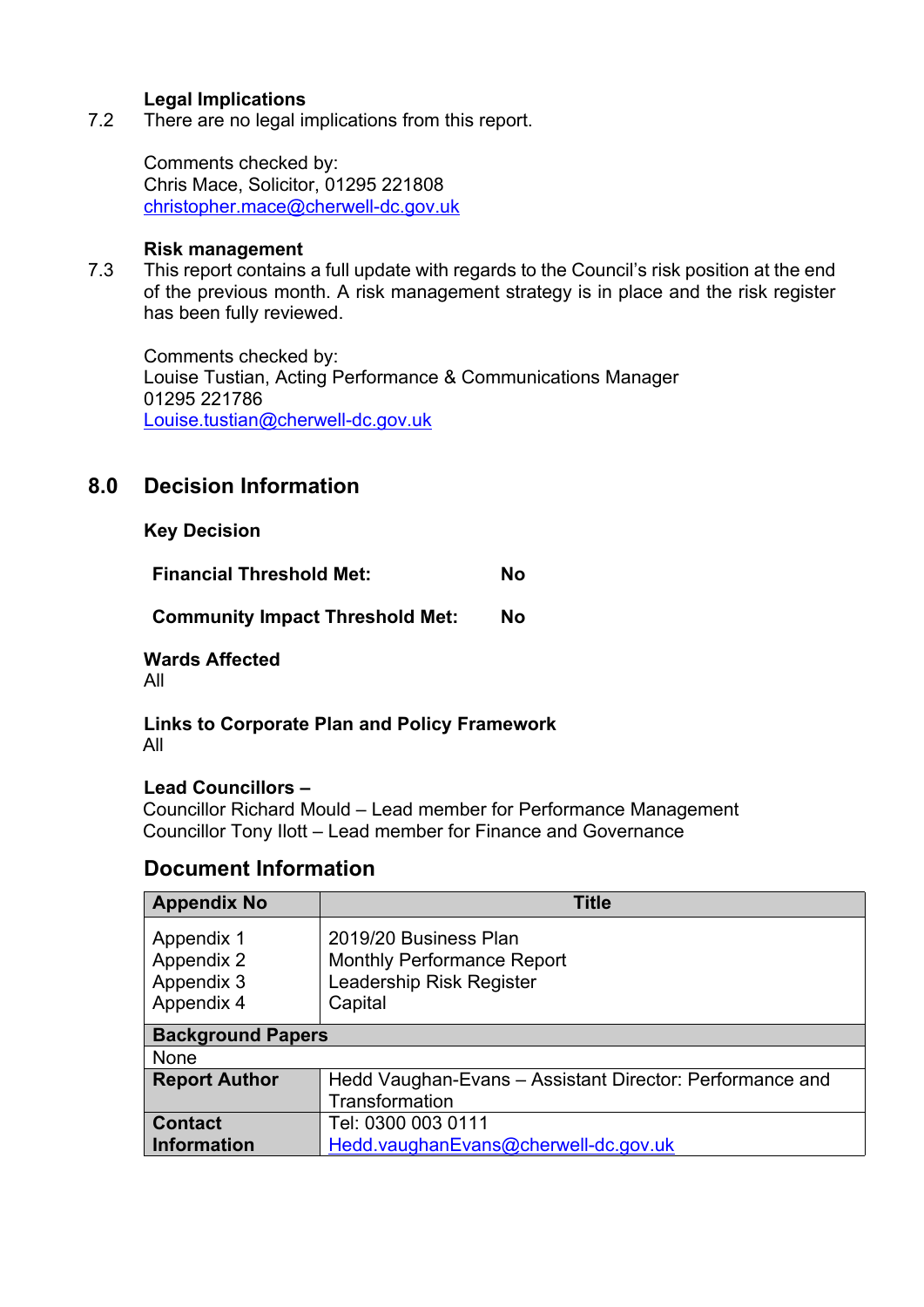**Legal Implications**

7.2 There are no legal implications from this report.

Comments checked by:
Chris Mace, Solicitor, 01295 221808
christopher.mace@cherwell-dc.gov.uk

**Risk management**

7.3 This report contains a full update with regards to the Council's risk position at the end of the previous month. A risk management strategy is in place and the risk register has been fully reviewed.

Comments checked by:
Louise Tustian, Acting Performance & Communications Manager
01295 221786
Louise.tustian@cherwell-dc.gov.uk

## 8.0 Decision Information

**Key Decision**

**Financial Threshold Met:** **No**

**Community Impact Threshold Met:** **No**

**Wards Affected**
All

**Links to Corporate Plan and Policy Framework**
All

**Lead Councillors –**
Councillor Richard Mould – Lead member for Performance Management
Councillor Tony Ilott – Lead member for Finance and Governance

### Document Information

| Appendix No | Title |
|---|---|
| Appendix 1<br>Appendix 2<br>Appendix 3<br>Appendix 4 | 2019/20 Business Plan<br>Monthly Performance Report<br>Leadership Risk Register<br>Capital |
| **Background Papers** | |
| None | |
| **Report Author** | Hedd Vaughan-Evans – Assistant Director: Performance and Transformation |
| **Contact Information** | Tel: 0300 003 0111<br>Hedd.vaughanEvans@cherwell-dc.gov.uk |